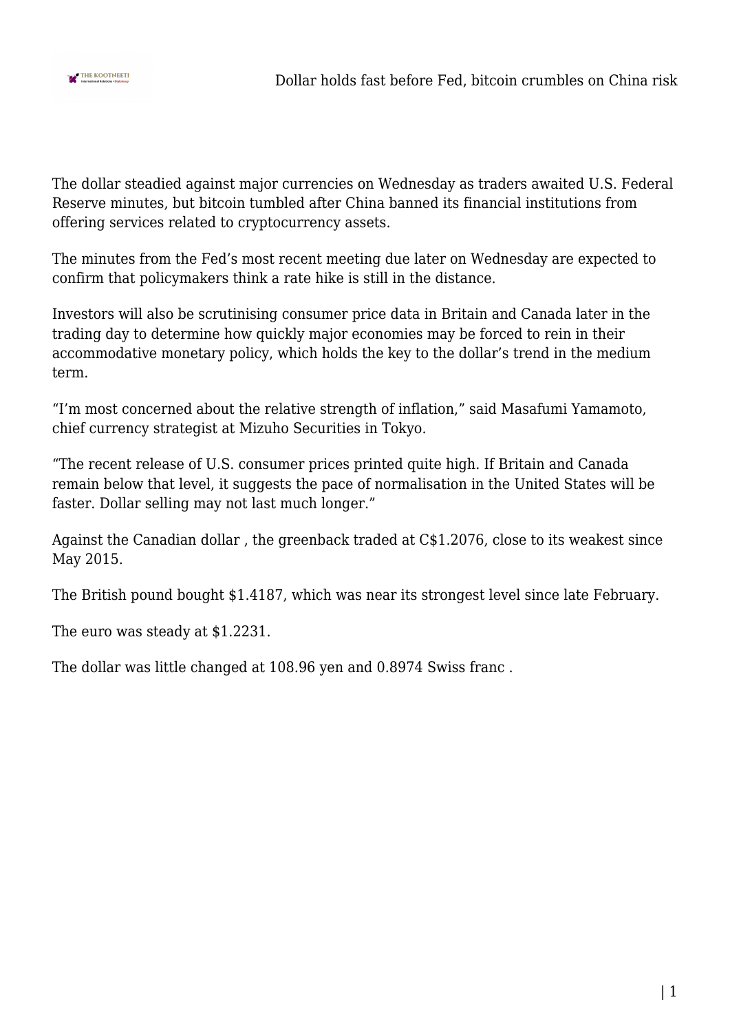The dollar steadied against major currencies on Wednesday as traders awaited U.S. Federal Reserve minutes, but bitcoin tumbled after China banned its financial institutions from offering services related to cryptocurrency assets.

The minutes from the Fed's most recent meeting due later on Wednesday are expected to confirm that policymakers think a rate hike is still in the distance.

Investors will also be scrutinising consumer price data in Britain and Canada later in the trading day to determine how quickly major economies may be forced to rein in their accommodative monetary policy, which holds the key to the dollar's trend in the medium term.

"I'm most concerned about the relative strength of inflation," said Masafumi Yamamoto, chief currency strategist at Mizuho Securities in Tokyo.

"The recent release of U.S. consumer prices printed quite high. If Britain and Canada remain below that level, it suggests the pace of normalisation in the United States will be faster. Dollar selling may not last much longer."

Against the Canadian dollar , the greenback traded at C$1.2076, close to its weakest since May 2015.

The British pound bought $1.4187, which was near its strongest level since late February.

The euro was steady at $1.2231.

The dollar was little changed at 108.96 yen and 0.8974 Swiss franc .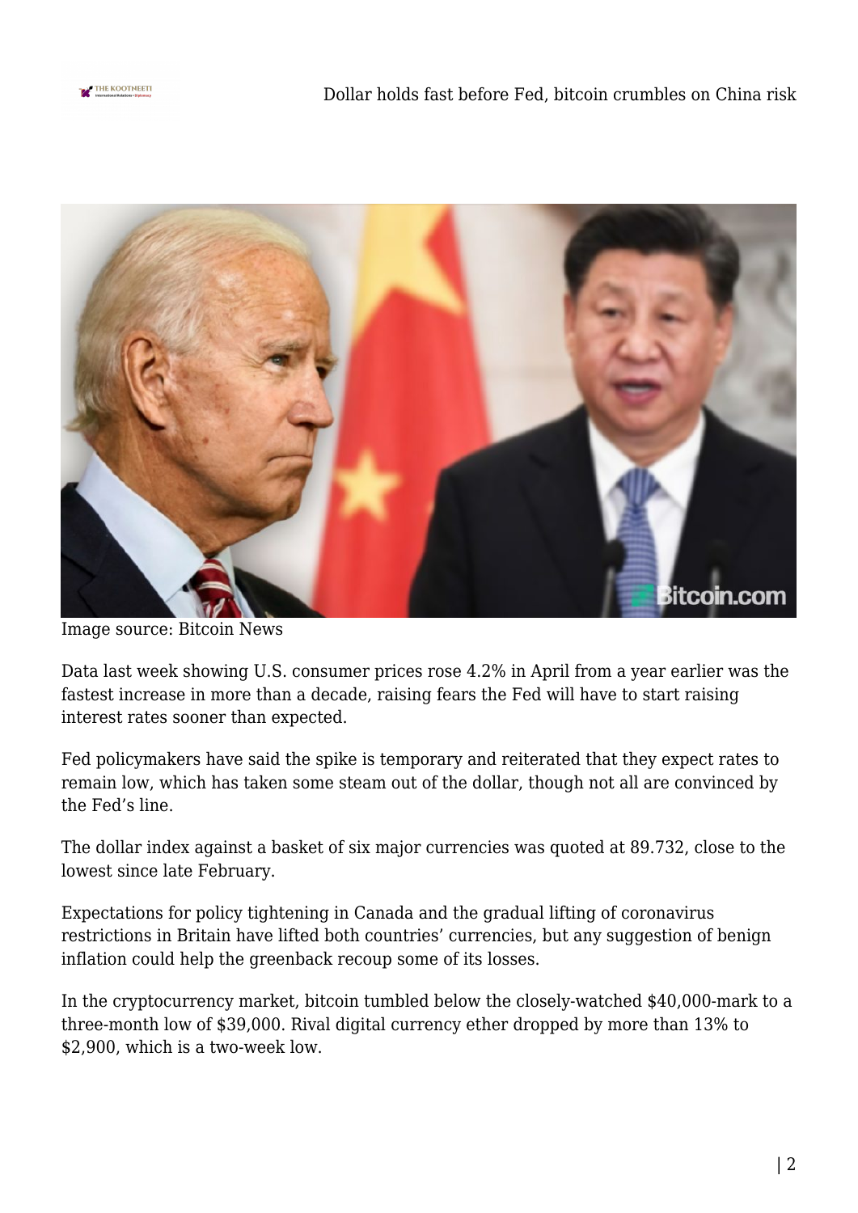Image source: Bitcoin News

Data last week showing U.S. consumer prices rose 4.2% in April from a year earlier was the fastest increase in more than a decade, raising fears the Fed will have to start raising interest rates sooner than expected.

Fed policymakers have said the spike is temporary and reiterated that they expect rates to remain low, which has taken some steam out of the dollar, though not all are convinced by the Fed's line.

The dollar index against a basket of six major currencies was quoted at 89.732, close to the lowest since late February.

Expectations for policy tightening in Canada and the gradual lifting of coronavirus restrictions in Britain have lifted both countries' currencies, but any suggestion of benign inflation could help the greenback recoup some of its losses.

In the cryptocurrency market, bitcoin tumbled below the closely-watched $40,000-mark to a three-month low of $39,000. Rival digital currency ether dropped by more than 13% to $2,900, which is a two-week low.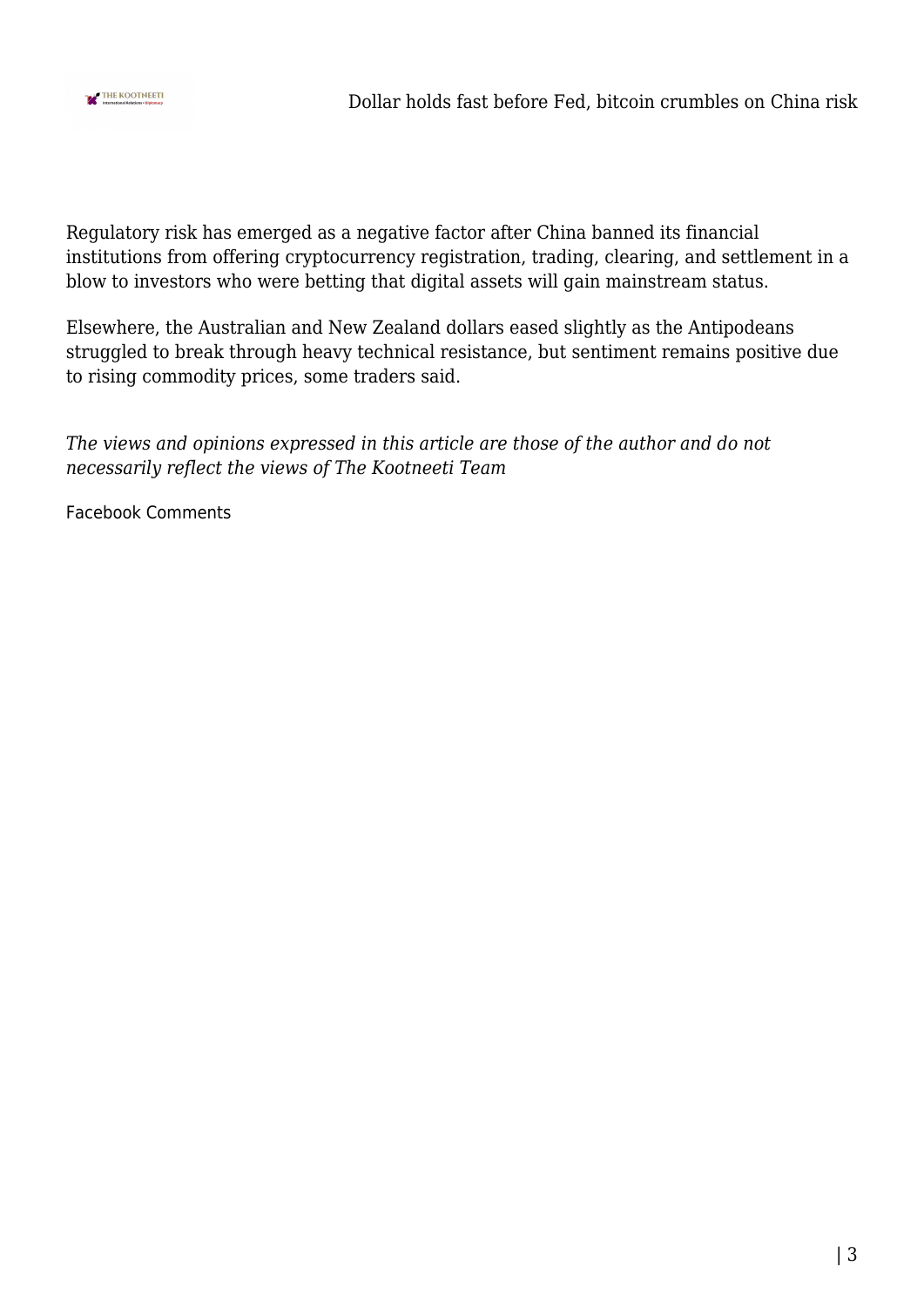Regulatory risk has emerged as a negative factor after China banned its financial institutions from offering cryptocurrency registration, trading, clearing, and settlement in a blow to investors who were betting that digital assets will gain mainstream status.

Elsewhere, the Australian and New Zealand dollars eased slightly as the Antipodeans struggled to break through heavy technical resistance, but sentiment remains positive due to rising commodity prices, some traders said.

*The views and opinions expressed in this article are those of the author and do not necessarily reflect the views of The Kootneeti Team*

Facebook Comments